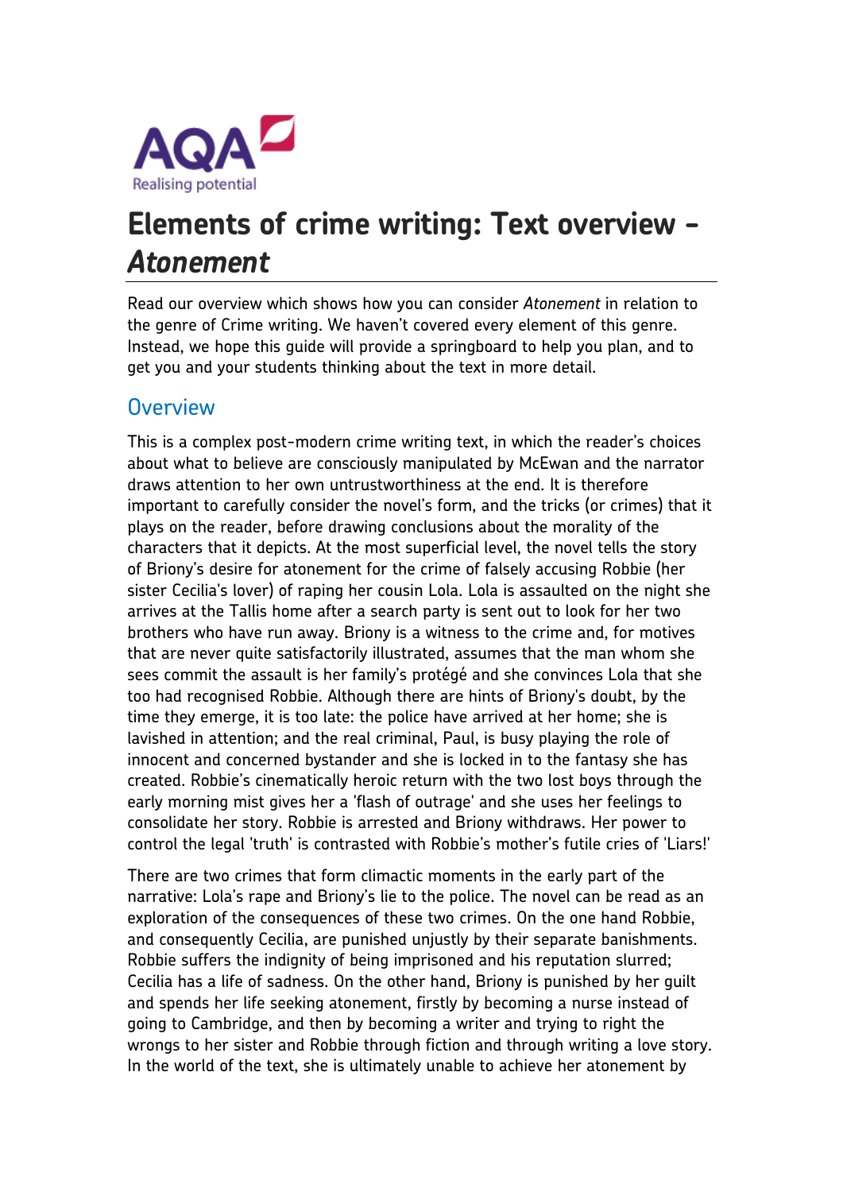AQA Realising potential

# Elements of crime writing: Text overview – *Atonement*

Read our overview which shows how you can consider *Atonement* in relation to the genre of Crime writing. We haven't covered every element of this genre. Instead, we hope this guide will provide a springboard to help you plan, and to get you and your students thinking about the text in more detail.

## Overview

This is a complex post-modern crime writing text, in which the reader's choices about what to believe are consciously manipulated by McEwan and the narrator draws attention to her own untrustworthiness at the end. It is therefore important to carefully consider the novel's form, and the tricks (or crimes) that it plays on the reader, before drawing conclusions about the morality of the characters that it depicts. At the most superficial level, the novel tells the story of Briony's desire for atonement for the crime of falsely accusing Robbie (her sister Cecilia's lover) of raping her cousin Lola. Lola is assaulted on the night she arrives at the Tallis home after a search party is sent out to look for her two brothers who have run away. Briony is a witness to the crime and, for motives that are never quite satisfactorily illustrated, assumes that the man whom she sees commit the assault is her family's protégé and she convinces Lola that she too had recognised Robbie. Although there are hints of Briony's doubt, by the time they emerge, it is too late: the police have arrived at her home; she is lavished in attention; and the real criminal, Paul, is busy playing the role of innocent and concerned bystander and she is locked in to the fantasy she has created. Robbie's cinematically heroic return with the two lost boys through the early morning mist gives her a 'flash of outrage' and she uses her feelings to consolidate her story. Robbie is arrested and Briony withdraws. Her power to control the legal 'truth' is contrasted with Robbie's mother's futile cries of 'Liars!'

There are two crimes that form climactic moments in the early part of the narrative: Lola's rape and Briony's lie to the police. The novel can be read as an exploration of the consequences of these two crimes. On the one hand Robbie, and consequently Cecilia, are punished unjustly by their separate banishments. Robbie suffers the indignity of being imprisoned and his reputation slurred; Cecilia has a life of sadness. On the other hand, Briony is punished by her guilt and spends her life seeking atonement, firstly by becoming a nurse instead of going to Cambridge, and then by becoming a writer and trying to right the wrongs to her sister and Robbie through fiction and through writing a love story. In the world of the text, she is ultimately unable to achieve her atonement by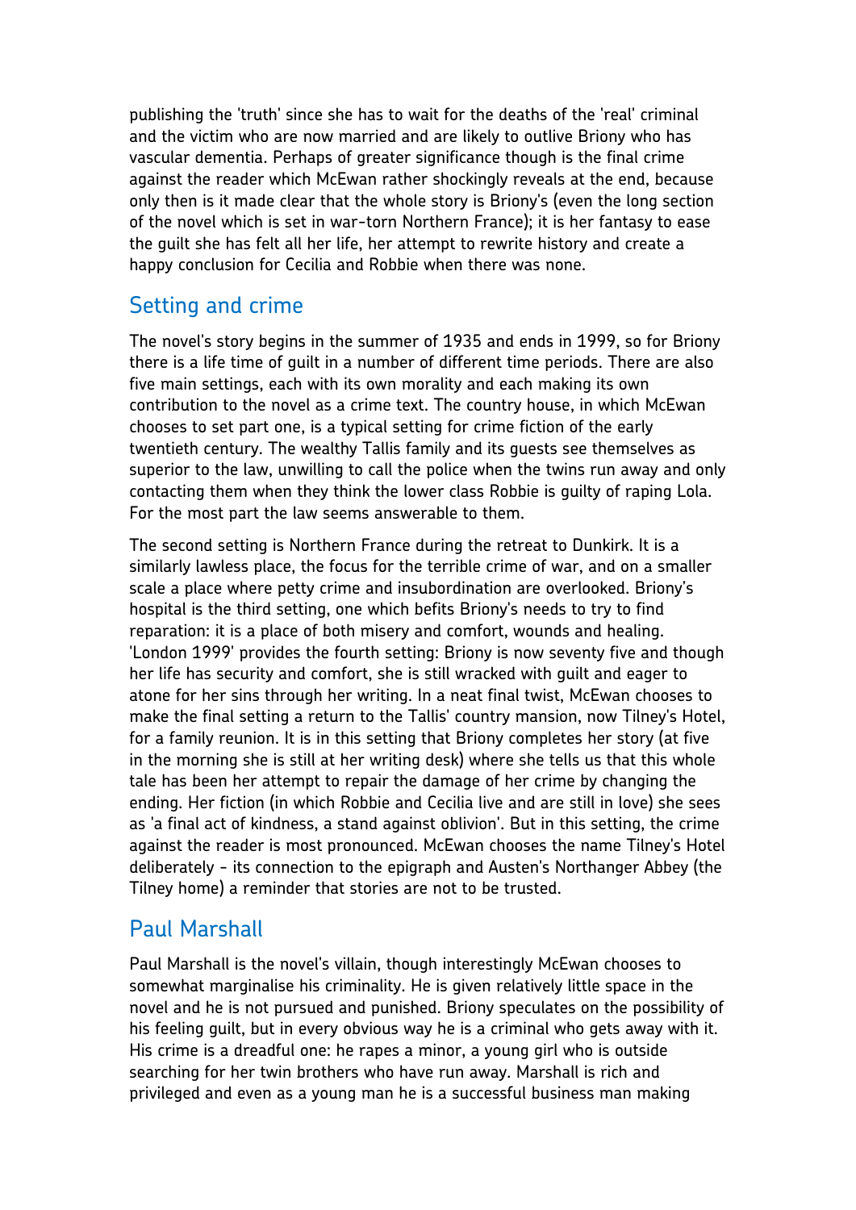publishing the 'truth' since she has to wait for the deaths of the 'real' criminal and the victim who are now married and are likely to outlive Briony who has vascular dementia. Perhaps of greater significance though is the final crime against the reader which McEwan rather shockingly reveals at the end, because only then is it made clear that the whole story is Briony's (even the long section of the novel which is set in war-torn Northern France); it is her fantasy to ease the guilt she has felt all her life, her attempt to rewrite history and create a happy conclusion for Cecilia and Robbie when there was none.

## Setting and crime

The novel's story begins in the summer of 1935 and ends in 1999, so for Briony there is a life time of guilt in a number of different time periods. There are also five main settings, each with its own morality and each making its own contribution to the novel as a crime text. The country house, in which McEwan chooses to set part one, is a typical setting for crime fiction of the early twentieth century. The wealthy Tallis family and its guests see themselves as superior to the law, unwilling to call the police when the twins run away and only contacting them when they think the lower class Robbie is guilty of raping Lola. For the most part the law seems answerable to them.

The second setting is Northern France during the retreat to Dunkirk. It is a similarly lawless place, the focus for the terrible crime of war, and on a smaller scale a place where petty crime and insubordination are overlooked. Briony's hospital is the third setting, one which befits Briony's needs to try to find reparation: it is a place of both misery and comfort, wounds and healing. 'London 1999' provides the fourth setting: Briony is now seventy five and though her life has security and comfort, she is still wracked with guilt and eager to atone for her sins through her writing. In a neat final twist, McEwan chooses to make the final setting a return to the Tallis' country mansion, now Tilney's Hotel, for a family reunion. It is in this setting that Briony completes her story (at five in the morning she is still at her writing desk) where she tells us that this whole tale has been her attempt to repair the damage of her crime by changing the ending. Her fiction (in which Robbie and Cecilia live and are still in love) she sees as 'a final act of kindness, a stand against oblivion'. But in this setting, the crime against the reader is most pronounced. McEwan chooses the name Tilney's Hotel deliberately - its connection to the epigraph and Austen's Northanger Abbey (the Tilney home) a reminder that stories are not to be trusted.

## Paul Marshall

Paul Marshall is the novel's villain, though interestingly McEwan chooses to somewhat marginalise his criminality. He is given relatively little space in the novel and he is not pursued and punished. Briony speculates on the possibility of his feeling guilt, but in every obvious way he is a criminal who gets away with it. His crime is a dreadful one: he rapes a minor, a young girl who is outside searching for her twin brothers who have run away. Marshall is rich and privileged and even as a young man he is a successful business man making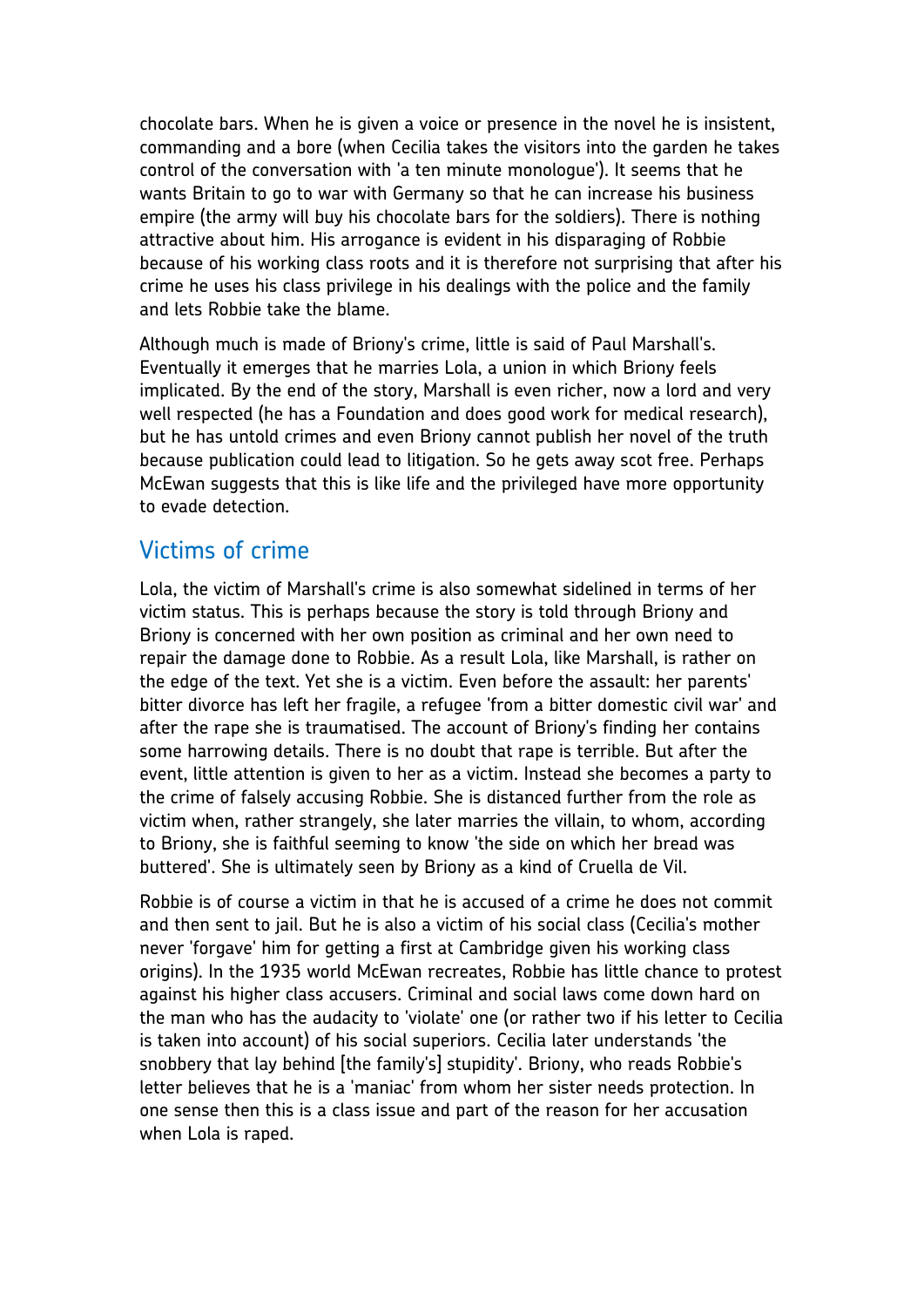chocolate bars. When he is given a voice or presence in the novel he is insistent, commanding and a bore (when Cecilia takes the visitors into the garden he takes control of the conversation with 'a ten minute monologue'). It seems that he wants Britain to go to war with Germany so that he can increase his business empire (the army will buy his chocolate bars for the soldiers). There is nothing attractive about him. His arrogance is evident in his disparaging of Robbie because of his working class roots and it is therefore not surprising that after his crime he uses his class privilege in his dealings with the police and the family and lets Robbie take the blame.

Although much is made of Briony's crime, little is said of Paul Marshall's. Eventually it emerges that he marries Lola, a union in which Briony feels implicated. By the end of the story, Marshall is even richer, now a lord and very well respected (he has a Foundation and does good work for medical research), but he has untold crimes and even Briony cannot publish her novel of the truth because publication could lead to litigation. So he gets away scot free. Perhaps McEwan suggests that this is like life and the privileged have more opportunity to evade detection.

## Victims of crime

Lola, the victim of Marshall's crime is also somewhat sidelined in terms of her victim status. This is perhaps because the story is told through Briony and Briony is concerned with her own position as criminal and her own need to repair the damage done to Robbie. As a result Lola, like Marshall, is rather on the edge of the text. Yet she is a victim. Even before the assault: her parents' bitter divorce has left her fragile, a refugee 'from a bitter domestic civil war' and after the rape she is traumatised. The account of Briony's finding her contains some harrowing details. There is no doubt that rape is terrible. But after the event, little attention is given to her as a victim. Instead she becomes a party to the crime of falsely accusing Robbie. She is distanced further from the role as victim when, rather strangely, she later marries the villain, to whom, according to Briony, she is faithful seeming to know 'the side on which her bread was buttered'. She is ultimately seen by Briony as a kind of Cruella de Vil.

Robbie is of course a victim in that he is accused of a crime he does not commit and then sent to jail. But he is also a victim of his social class (Cecilia's mother never 'forgave' him for getting a first at Cambridge given his working class origins). In the 1935 world McEwan recreates, Robbie has little chance to protest against his higher class accusers. Criminal and social laws come down hard on the man who has the audacity to 'violate' one (or rather two if his letter to Cecilia is taken into account) of his social superiors. Cecilia later understands 'the snobbery that lay behind [the family's] stupidity'. Briony, who reads Robbie's letter believes that he is a 'maniac' from whom her sister needs protection. In one sense then this is a class issue and part of the reason for her accusation when Lola is raped.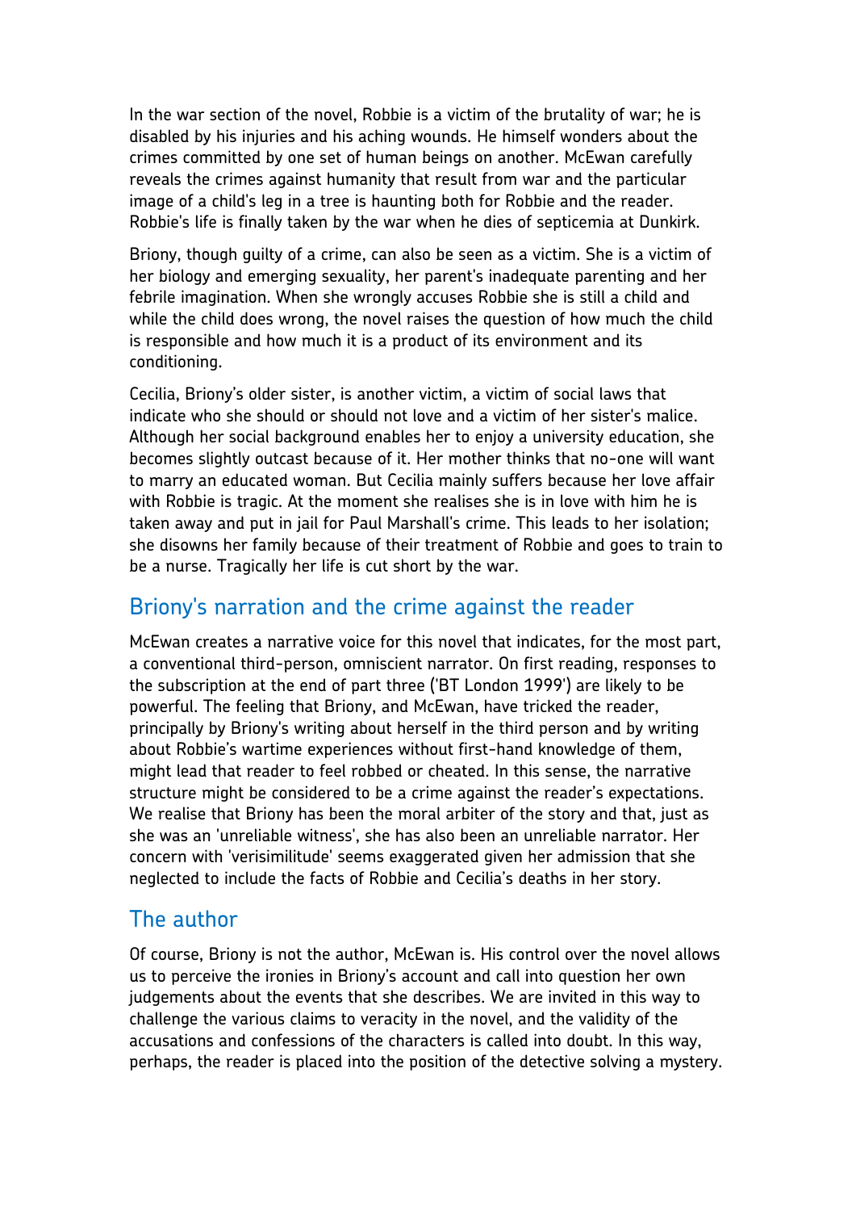In the war section of the novel, Robbie is a victim of the brutality of war; he is disabled by his injuries and his aching wounds. He himself wonders about the crimes committed by one set of human beings on another. McEwan carefully reveals the crimes against humanity that result from war and the particular image of a child's leg in a tree is haunting both for Robbie and the reader. Robbie's life is finally taken by the war when he dies of septicemia at Dunkirk.

Briony, though guilty of a crime, can also be seen as a victim. She is a victim of her biology and emerging sexuality, her parent's inadequate parenting and her febrile imagination. When she wrongly accuses Robbie she is still a child and while the child does wrong, the novel raises the question of how much the child is responsible and how much it is a product of its environment and its conditioning.

Cecilia, Briony's older sister, is another victim, a victim of social laws that indicate who she should or should not love and a victim of her sister's malice. Although her social background enables her to enjoy a university education, she becomes slightly outcast because of it. Her mother thinks that no-one will want to marry an educated woman. But Cecilia mainly suffers because her love affair with Robbie is tragic. At the moment she realises she is in love with him he is taken away and put in jail for Paul Marshall's crime. This leads to her isolation; she disowns her family because of their treatment of Robbie and goes to train to be a nurse. Tragically her life is cut short by the war.

## Briony's narration and the crime against the reader

McEwan creates a narrative voice for this novel that indicates, for the most part, a conventional third-person, omniscient narrator. On first reading, responses to the subscription at the end of part three ('BT London 1999') are likely to be powerful. The feeling that Briony, and McEwan, have tricked the reader, principally by Briony's writing about herself in the third person and by writing about Robbie's wartime experiences without first-hand knowledge of them, might lead that reader to feel robbed or cheated. In this sense, the narrative structure might be considered to be a crime against the reader's expectations. We realise that Briony has been the moral arbiter of the story and that, just as she was an 'unreliable witness', she has also been an unreliable narrator. Her concern with 'verisimilitude' seems exaggerated given her admission that she neglected to include the facts of Robbie and Cecilia's deaths in her story.

## The author

Of course, Briony is not the author, McEwan is. His control over the novel allows us to perceive the ironies in Briony's account and call into question her own judgements about the events that she describes. We are invited in this way to challenge the various claims to veracity in the novel, and the validity of the accusations and confessions of the characters is called into doubt. In this way, perhaps, the reader is placed into the position of the detective solving a mystery.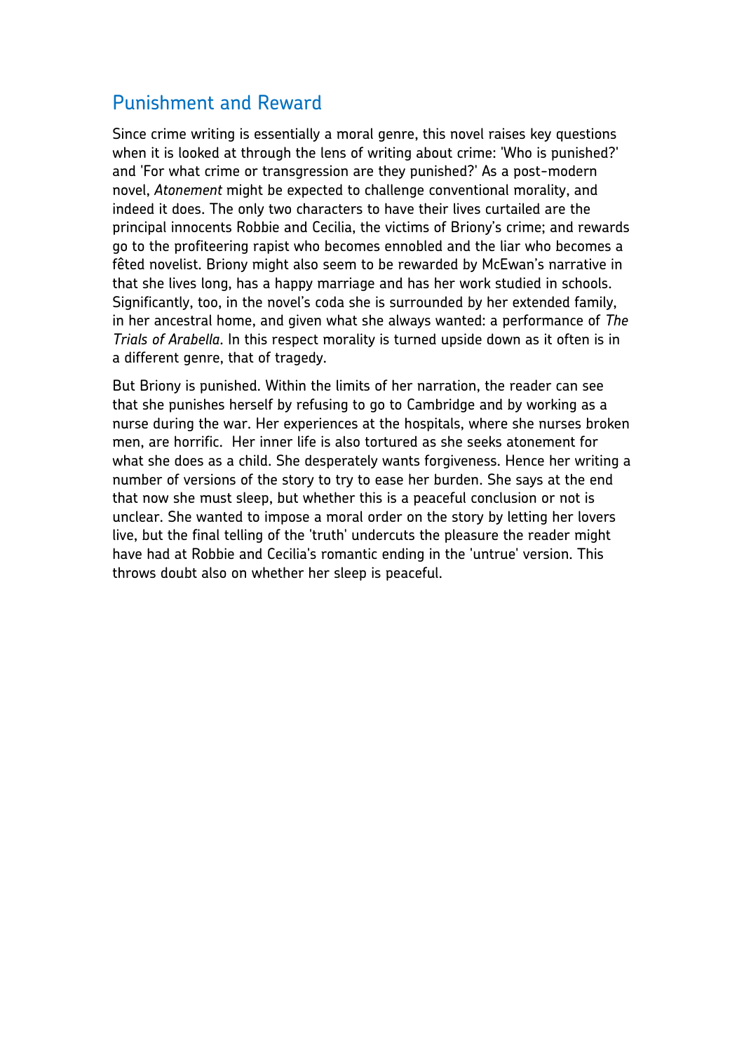## Punishment and Reward

Since crime writing is essentially a moral genre, this novel raises key questions when it is looked at through the lens of writing about crime: 'Who is punished?' and 'For what crime or transgression are they punished?' As a post-modern novel, *Atonement* might be expected to challenge conventional morality, and indeed it does. The only two characters to have their lives curtailed are the principal innocents Robbie and Cecilia, the victims of Briony's crime; and rewards go to the profiteering rapist who becomes ennobled and the liar who becomes a fêted novelist. Briony might also seem to be rewarded by McEwan's narrative in that she lives long, has a happy marriage and has her work studied in schools. Significantly, too, in the novel's coda she is surrounded by her extended family, in her ancestral home, and given what she always wanted: a performance of *The Trials of Arabella*. In this respect morality is turned upside down as it often is in a different genre, that of tragedy.

But Briony is punished. Within the limits of her narration, the reader can see that she punishes herself by refusing to go to Cambridge and by working as a nurse during the war. Her experiences at the hospitals, where she nurses broken men, are horrific. Her inner life is also tortured as she seeks atonement for what she does as a child. She desperately wants forgiveness. Hence her writing a number of versions of the story to try to ease her burden. She says at the end that now she must sleep, but whether this is a peaceful conclusion or not is unclear. She wanted to impose a moral order on the story by letting her lovers live, but the final telling of the 'truth' undercuts the pleasure the reader might have had at Robbie and Cecilia's romantic ending in the 'untrue' version. This throws doubt also on whether her sleep is peaceful.